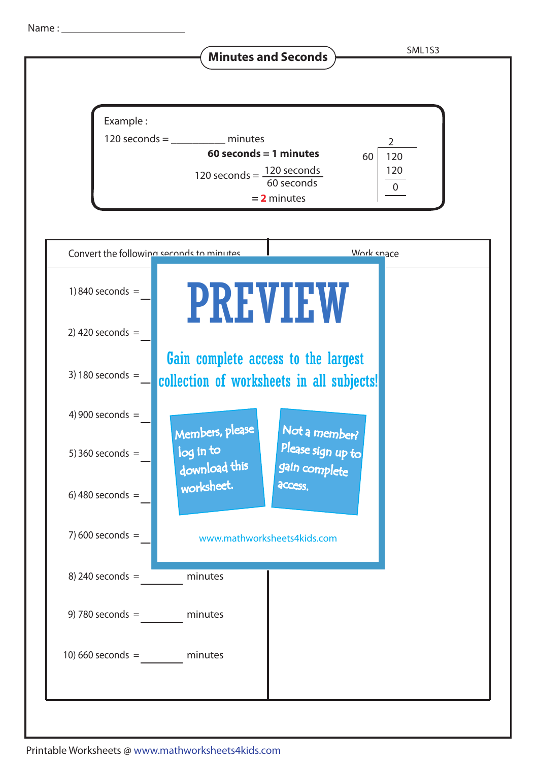Name : ____________________

SML1S3

## Minutes and Seconds

Example :

120 seconds = __________ minutes

**60 seconds = 1 minutes**

$$120 \text{ seconds} = \frac{120 \text{ seconds}}{60 \text{ seconds}}$$

= **2** minutes

```
      2
60 | 120
   | 120
   | ---
   |   0
```

| Convert the following seconds to minutes | Work space |
|---|---|
| 1) 840 seconds = ________ | |
| 2) 420 seconds = ________ | |
| 3) 180 seconds = ________ | |
| 4) 900 seconds = ________ | |
| 5) 360 seconds = ________ | |
| 6) 480 seconds = ________ | |
| 7) 600 seconds = ________ | |
| 8) 240 seconds = ________ minutes | |
| 9) 780 seconds = ________ minutes | |
| 10) 660 seconds = ________ minutes | |

PREVIEW

Gain complete access to the largest collection of worksheets in all subjects!

Members, please log in to download this worksheet.

Not a member? Please sign up to gain complete access.

www.mathworksheets4kids.com

Printable Worksheets @ www.mathworksheets4kids.com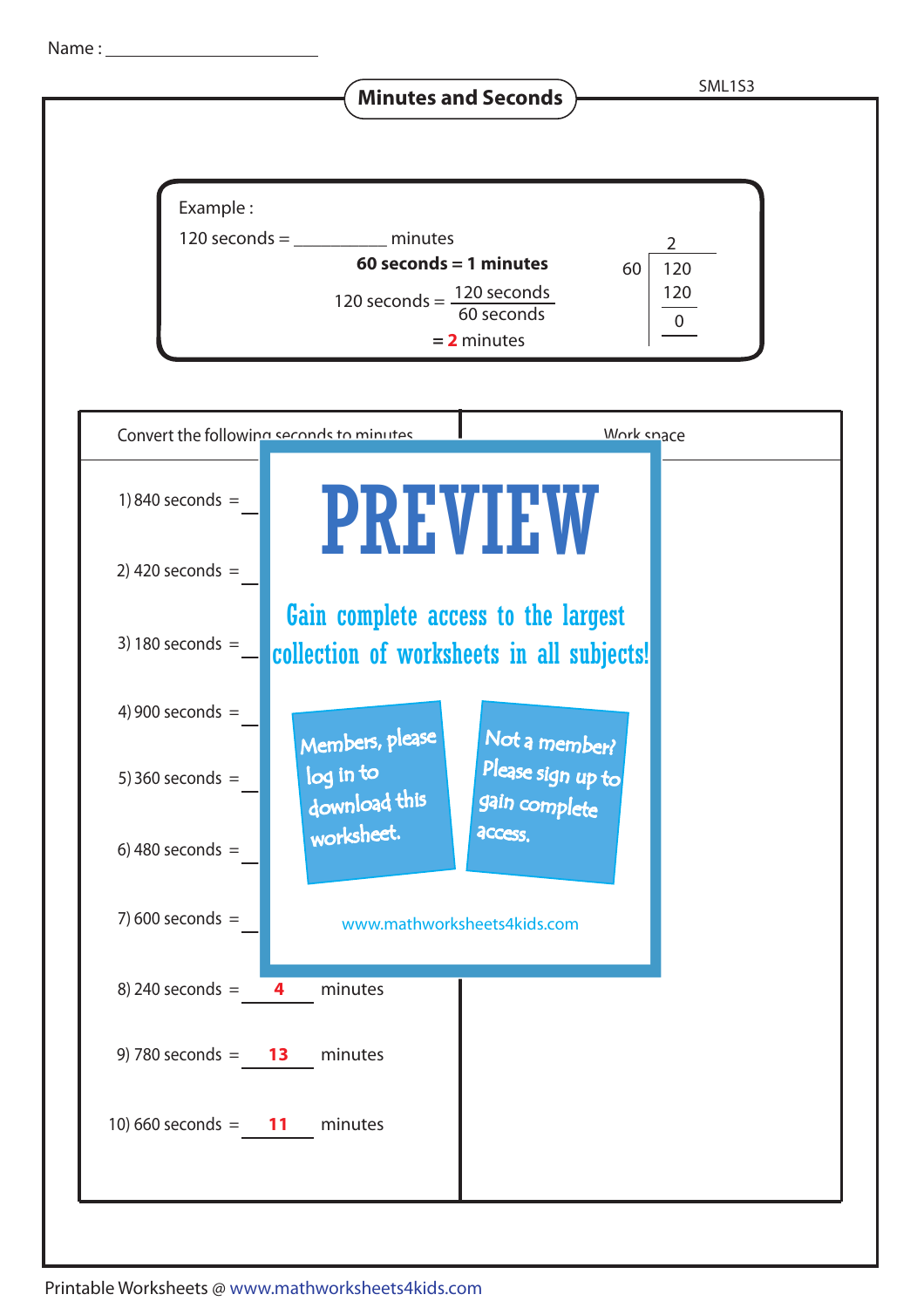Name : ____________________

## Minutes and Seconds

SML1S3

Example :

120 seconds = __________ minutes

**60 seconds = 1 minutes**

$$120 \text{ seconds} = \frac{120 \text{ seconds}}{60 \text{ seconds}}$$

= **2** minutes

```
      2
60 | 120
     120
     ---
       0
```

| Convert the following seconds to minutes. | Work space |
|---|---|
| 1) 840 seconds = ___ | |
| 2) 420 seconds = ___ | |
| 3) 180 seconds = ___ | |
| 4) 900 seconds = ___ | |
| 5) 360 seconds = ___ | |
| 6) 480 seconds = ___ | |
| 7) 600 seconds = ___ | |
| 8) 240 seconds = **4** minutes | |
| 9) 780 seconds = **13** minutes | |
| 10) 660 seconds = **11** minutes | |

# PREVIEW

Gain complete access to the largest collection of worksheets in all subjects!

Members, please log in to download this worksheet.

Not a member? Please sign up to gain complete access.

www.mathworksheets4kids.com

Printable Worksheets @ www.mathworksheets4kids.com